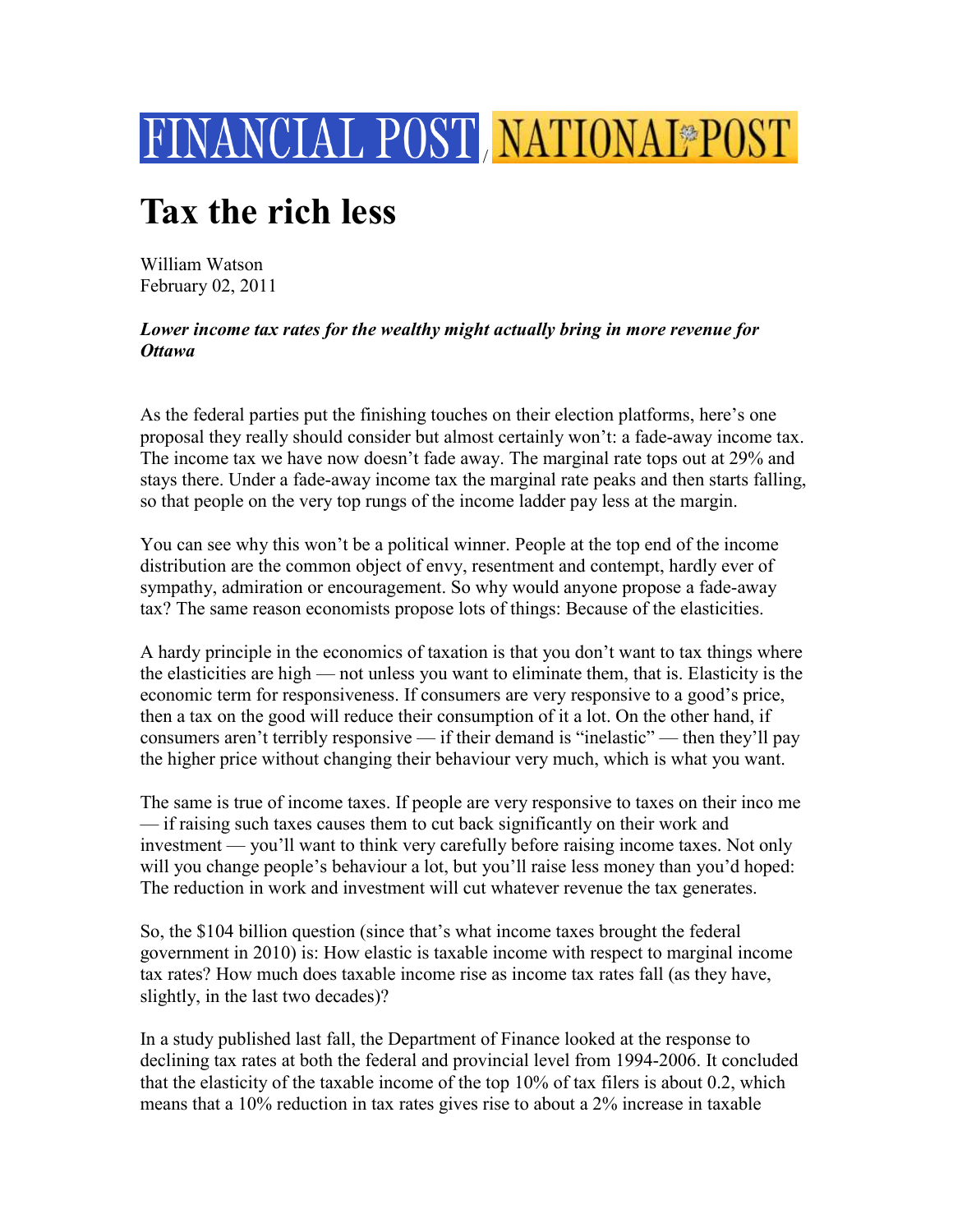FINANCIAL POST / NATIONAL POST

# Tax the rich less

William Watson
February 02, 2011

***Lower income tax rates for the wealthy might actually bring in more revenue for Ottawa***

As the federal parties put the finishing touches on their election platforms, here's one proposal they really should consider but almost certainly won't: a fade-away income tax. The income tax we have now doesn't fade away. The marginal rate tops out at 29% and stays there. Under a fade-away income tax the marginal rate peaks and then starts falling, so that people on the very top rungs of the income ladder pay less at the margin.

You can see why this won't be a political winner. People at the top end of the income distribution are the common object of envy, resentment and contempt, hardly ever of sympathy, admiration or encouragement. So why would anyone propose a fade-away tax? The same reason economists propose lots of things: Because of the elasticities.

A hardy principle in the economics of taxation is that you don't want to tax things where the elasticities are high — not unless you want to eliminate them, that is. Elasticity is the economic term for responsiveness. If consumers are very responsive to a good's price, then a tax on the good will reduce their consumption of it a lot. On the other hand, if consumers aren't terribly responsive — if their demand is "inelastic" — then they'll pay the higher price without changing their behaviour very much, which is what you want.

The same is true of income taxes. If people are very responsive to taxes on their inco me — if raising such taxes causes them to cut back significantly on their work and investment — you'll want to think very carefully before raising income taxes. Not only will you change people's behaviour a lot, but you'll raise less money than you'd hoped: The reduction in work and investment will cut whatever revenue the tax generates.

So, the $104 billion question (since that's what income taxes brought the federal government in 2010) is: How elastic is taxable income with respect to marginal income tax rates? How much does taxable income rise as income tax rates fall (as they have, slightly, in the last two decades)?

In a study published last fall, the Department of Finance looked at the response to declining tax rates at both the federal and provincial level from 1994-2006. It concluded that the elasticity of the taxable income of the top 10% of tax filers is about 0.2, which means that a 10% reduction in tax rates gives rise to about a 2% increase in taxable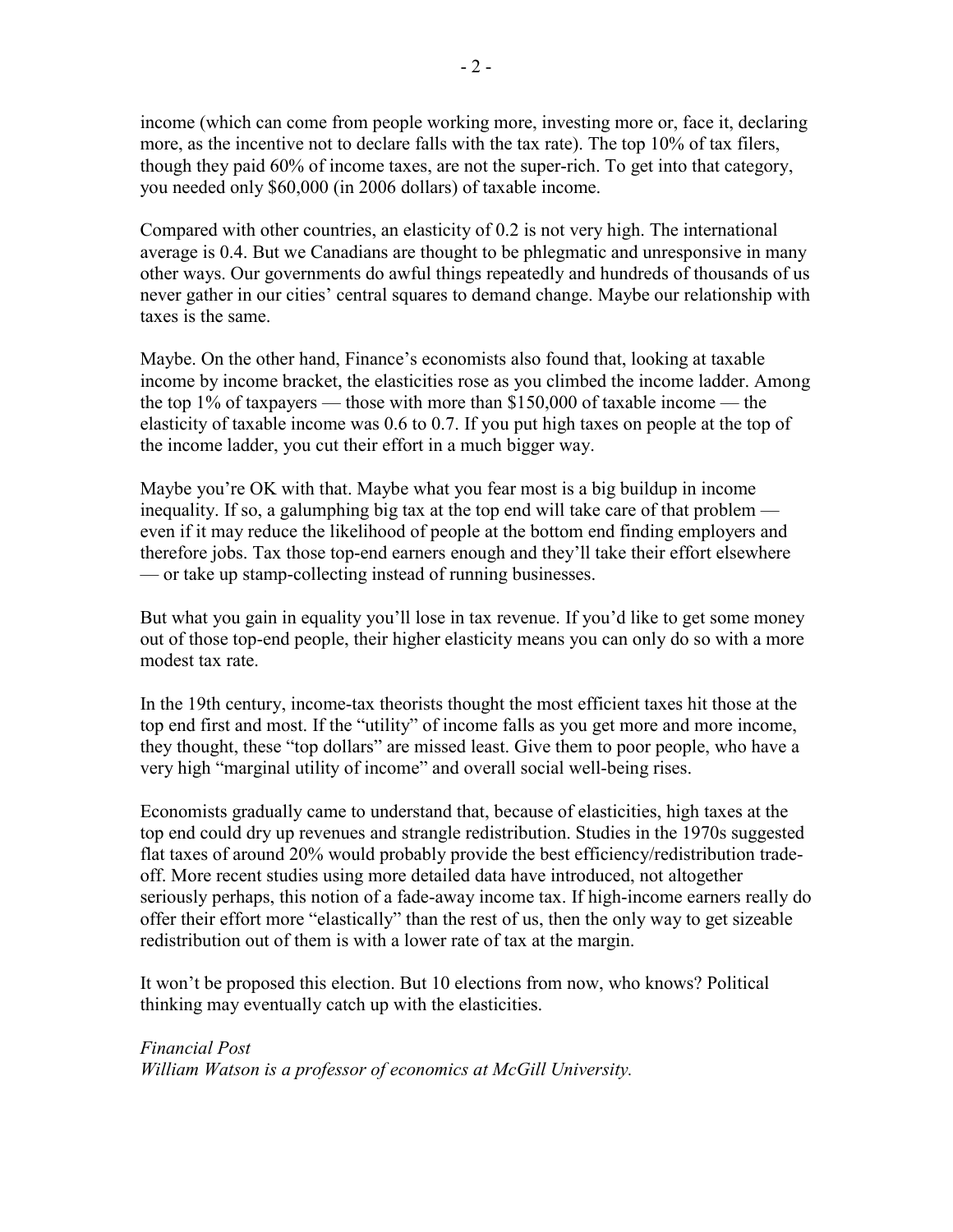income (which can come from people working more, investing more or, face it, declaring more, as the incentive not to declare falls with the tax rate). The top 10% of tax filers, though they paid 60% of income taxes, are not the super-rich. To get into that category, you needed only $60,000 (in 2006 dollars) of taxable income.

Compared with other countries, an elasticity of 0.2 is not very high. The international average is 0.4. But we Canadians are thought to be phlegmatic and unresponsive in many other ways. Our governments do awful things repeatedly and hundreds of thousands of us never gather in our cities' central squares to demand change. Maybe our relationship with taxes is the same.

Maybe. On the other hand, Finance's economists also found that, looking at taxable income by income bracket, the elasticities rose as you climbed the income ladder. Among the top 1% of taxpayers — those with more than $150,000 of taxable income — the elasticity of taxable income was 0.6 to 0.7. If you put high taxes on people at the top of the income ladder, you cut their effort in a much bigger way.

Maybe you're OK with that. Maybe what you fear most is a big buildup in income inequality. If so, a galumphing big tax at the top end will take care of that problem — even if it may reduce the likelihood of people at the bottom end finding employers and therefore jobs. Tax those top-end earners enough and they'll take their effort elsewhere — or take up stamp-collecting instead of running businesses.

But what you gain in equality you'll lose in tax revenue. If you'd like to get some money out of those top-end people, their higher elasticity means you can only do so with a more modest tax rate.

In the 19th century, income-tax theorists thought the most efficient taxes hit those at the top end first and most. If the "utility" of income falls as you get more and more income, they thought, these "top dollars" are missed least. Give them to poor people, who have a very high "marginal utility of income" and overall social well-being rises.

Economists gradually came to understand that, because of elasticities, high taxes at the top end could dry up revenues and strangle redistribution. Studies in the 1970s suggested flat taxes of around 20% would probably provide the best efficiency/redistribution trade-off. More recent studies using more detailed data have introduced, not altogether seriously perhaps, this notion of a fade-away income tax. If high-income earners really do offer their effort more "elastically" than the rest of us, then the only way to get sizeable redistribution out of them is with a lower rate of tax at the margin.

It won't be proposed this election. But 10 elections from now, who knows? Political thinking may eventually catch up with the elasticities.

*Financial Post*
*William Watson is a professor of economics at McGill University.*